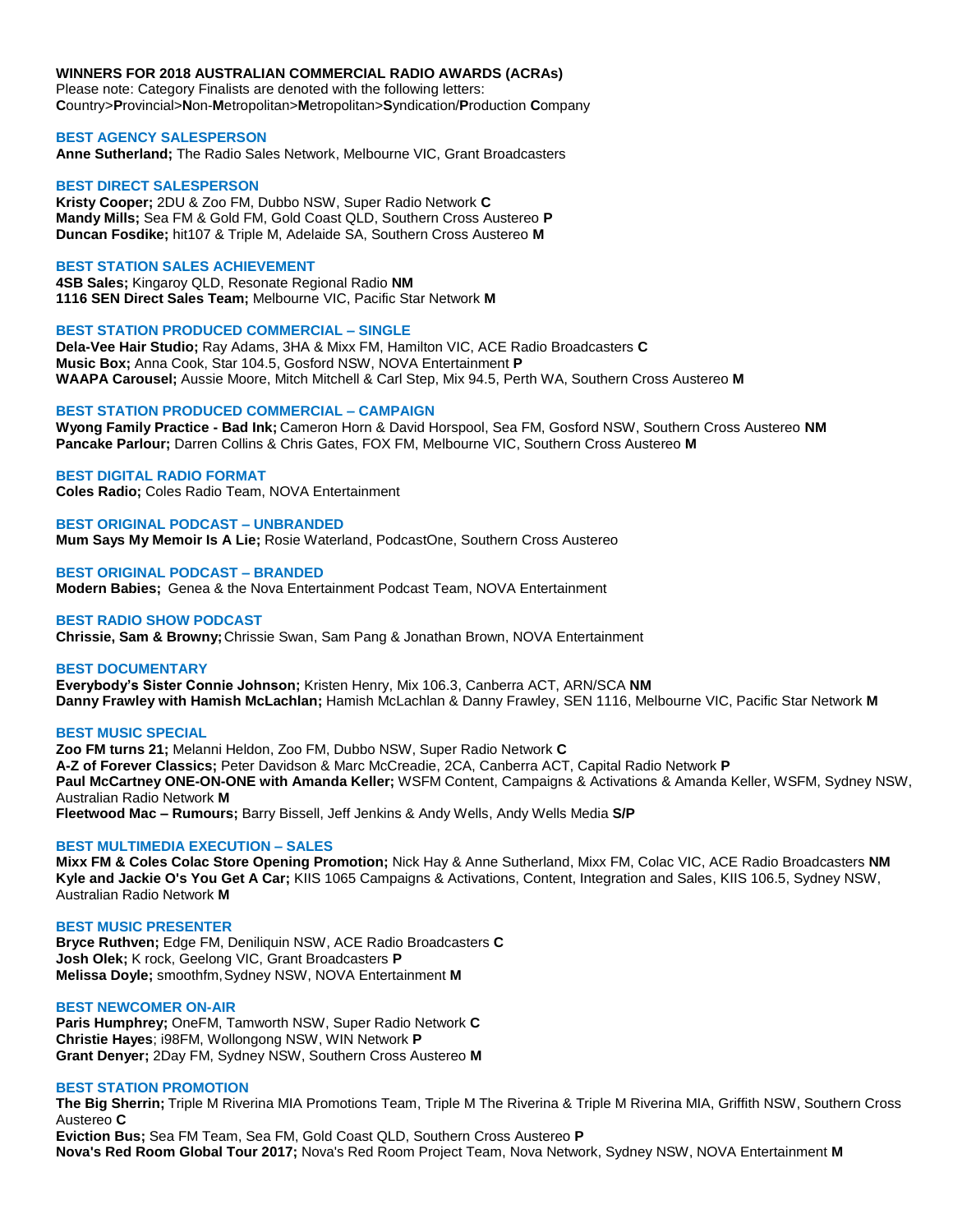**WINNERS FOR 2018 AUSTRALIAN COMMERCIAL RADIO AWARDS (ACRAs)**
Please note: Category Finalists are denoted with the following letters:
**C**ountry>**P**rovincial>**N**on-**M**etropolitan>**M**etropolitan>**S**yndication/**P**roduction **C**ompany

## BEST AGENCY SALESPERSON

**Anne Sutherland;** The Radio Sales Network, Melbourne VIC, Grant Broadcasters

## BEST DIRECT SALESPERSON

**Kristy Cooper;** 2DU & Zoo FM, Dubbo NSW, Super Radio Network **C**
**Mandy Mills;** Sea FM & Gold FM, Gold Coast QLD, Southern Cross Austereo **P**
**Duncan Fosdike;** hit107 & Triple M, Adelaide SA, Southern Cross Austereo **M**

## BEST STATION SALES ACHIEVEMENT

**4SB Sales;** Kingaroy QLD, Resonate Regional Radio **NM**
**1116 SEN Direct Sales Team;** Melbourne VIC, Pacific Star Network **M**

## BEST STATION PRODUCED COMMERCIAL – SINGLE

**Dela-Vee Hair Studio;** Ray Adams, 3HA & Mixx FM, Hamilton VIC, ACE Radio Broadcasters **C**
**Music Box;** Anna Cook, Star 104.5, Gosford NSW, NOVA Entertainment **P**
**WAAPA Carousel;** Aussie Moore, Mitch Mitchell & Carl Step, Mix 94.5, Perth WA, Southern Cross Austereo **M**

## BEST STATION PRODUCED COMMERCIAL – CAMPAIGN

**Wyong Family Practice - Bad Ink;** Cameron Horn & David Horspool, Sea FM, Gosford NSW, Southern Cross Austereo **NM**
**Pancake Parlour;** Darren Collins & Chris Gates, FOX FM, Melbourne VIC, Southern Cross Austereo **M**

## BEST DIGITAL RADIO FORMAT

**Coles Radio;** Coles Radio Team, NOVA Entertainment

## BEST ORIGINAL PODCAST – UNBRANDED

**Mum Says My Memoir Is A Lie;** Rosie Waterland, PodcastOne, Southern Cross Austereo

## BEST ORIGINAL PODCAST – BRANDED

**Modern Babies;** Genea & the Nova Entertainment Podcast Team, NOVA Entertainment

## BEST RADIO SHOW PODCAST

**Chrissie, Sam & Browny;** Chrissie Swan, Sam Pang & Jonathan Brown, NOVA Entertainment

## BEST DOCUMENTARY

**Everybody's Sister Connie Johnson;** Kristen Henry, Mix 106.3, Canberra ACT, ARN/SCA **NM**
**Danny Frawley with Hamish McLachlan;** Hamish McLachlan & Danny Frawley, SEN 1116, Melbourne VIC, Pacific Star Network **M**

## BEST MUSIC SPECIAL

**Zoo FM turns 21;** Melanni Heldon, Zoo FM, Dubbo NSW, Super Radio Network **C**
**A-Z of Forever Classics;** Peter Davidson & Marc McCreadie, 2CA, Canberra ACT, Capital Radio Network **P**
**Paul McCartney ONE-ON-ONE with Amanda Keller;** WSFM Content, Campaigns & Activations & Amanda Keller, WSFM, Sydney NSW, Australian Radio Network **M**
**Fleetwood Mac – Rumours;** Barry Bissell, Jeff Jenkins & Andy Wells, Andy Wells Media **S/P**

## BEST MULTIMEDIA EXECUTION – SALES

**Mixx FM & Coles Colac Store Opening Promotion;** Nick Hay & Anne Sutherland, Mixx FM, Colac VIC, ACE Radio Broadcasters **NM**
**Kyle and Jackie O's You Get A Car;** KIIS 1065 Campaigns & Activations, Content, Integration and Sales, KIIS 106.5, Sydney NSW, Australian Radio Network **M**

## BEST MUSIC PRESENTER

**Bryce Ruthven;** Edge FM, Deniliquin NSW, ACE Radio Broadcasters **C**
**Josh Olek;** K rock, Geelong VIC, Grant Broadcasters **P**
**Melissa Doyle;** smoothfm, Sydney NSW, NOVA Entertainment **M**

## BEST NEWCOMER ON-AIR

**Paris Humphrey;** OneFM, Tamworth NSW, Super Radio Network **C**
**Christie Hayes**; i98FM, Wollongong NSW, WIN Network **P**
**Grant Denyer;** 2Day FM, Sydney NSW, Southern Cross Austereo **M**

## BEST STATION PROMOTION

**The Big Sherrin;** Triple M Riverina MIA Promotions Team, Triple M The Riverina & Triple M Riverina MIA, Griffith NSW, Southern Cross Austereo **C**
**Eviction Bus;** Sea FM Team, Sea FM, Gold Coast QLD, Southern Cross Austereo **P**
**Nova's Red Room Global Tour 2017;** Nova's Red Room Project Team, Nova Network, Sydney NSW, NOVA Entertainment **M**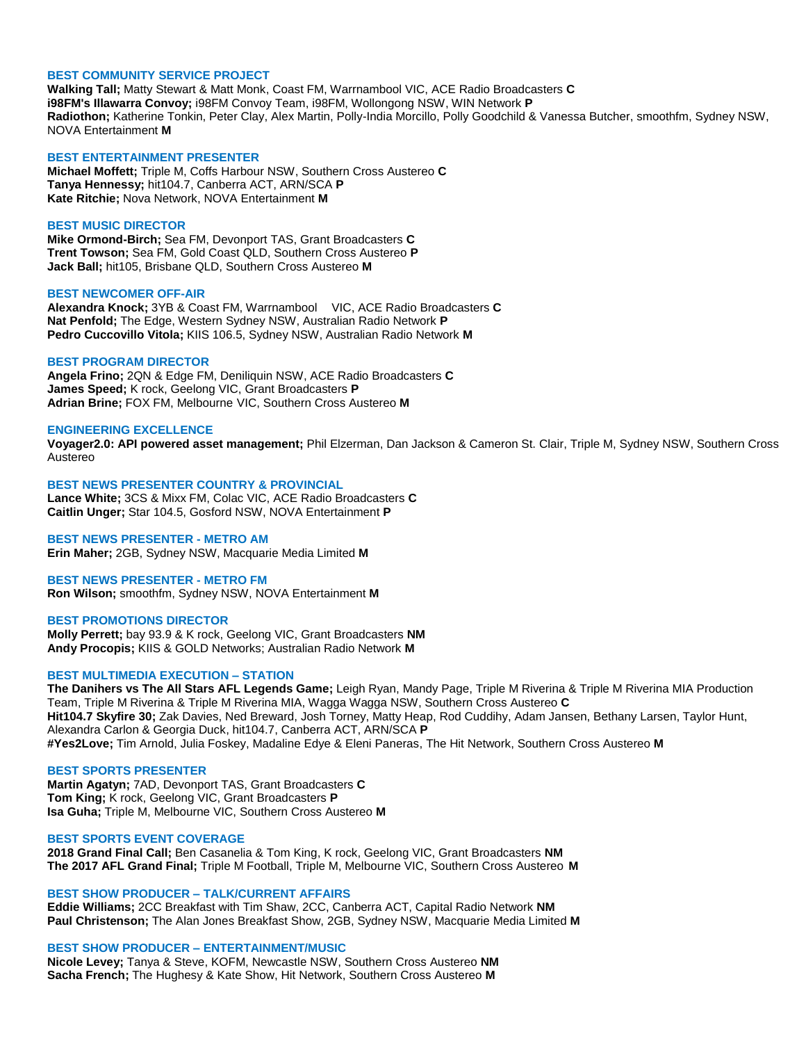### BEST COMMUNITY SERVICE PROJECT

**Walking Tall;** Matty Stewart & Matt Monk, Coast FM, Warrnambool VIC, ACE Radio Broadcasters **C**
**i98FM's Illawarra Convoy;** i98FM Convoy Team, i98FM, Wollongong NSW, WIN Network **P**
**Radiothon;** Katherine Tonkin, Peter Clay, Alex Martin, Polly-India Morcillo, Polly Goodchild & Vanessa Butcher, smoothfm, Sydney NSW, NOVA Entertainment **M**

### BEST ENTERTAINMENT PRESENTER

**Michael Moffett;** Triple M, Coffs Harbour NSW, Southern Cross Austereo **C**
**Tanya Hennessy;** hit104.7, Canberra ACT, ARN/SCA **P**
**Kate Ritchie;** Nova Network, NOVA Entertainment **M**

### BEST MUSIC DIRECTOR

**Mike Ormond-Birch;** Sea FM, Devonport TAS, Grant Broadcasters **C**
**Trent Towson;** Sea FM, Gold Coast QLD, Southern Cross Austereo **P**
**Jack Ball;** hit105, Brisbane QLD, Southern Cross Austereo **M**

### BEST NEWCOMER OFF-AIR

**Alexandra Knock;** 3YB & Coast FM, Warrnambool VIC, ACE Radio Broadcasters **C**
**Nat Penfold;** The Edge, Western Sydney NSW, Australian Radio Network **P**
**Pedro Cuccovillo Vitola;** KIIS 106.5, Sydney NSW, Australian Radio Network **M**

### BEST PROGRAM DIRECTOR

**Angela Frino;** 2QN & Edge FM, Deniliquin NSW, ACE Radio Broadcasters **C**
**James Speed;** K rock, Geelong VIC, Grant Broadcasters **P**
**Adrian Brine;** FOX FM, Melbourne VIC, Southern Cross Austereo **M**

### ENGINEERING EXCELLENCE

**Voyager2.0: API powered asset management;** Phil Elzerman, Dan Jackson & Cameron St. Clair, Triple M, Sydney NSW, Southern Cross Austereo

### BEST NEWS PRESENTER COUNTRY & PROVINCIAL

**Lance White;** 3CS & Mixx FM, Colac VIC, ACE Radio Broadcasters **C**
**Caitlin Unger;** Star 104.5, Gosford NSW, NOVA Entertainment **P**

### BEST NEWS PRESENTER - METRO AM

**Erin Maher;** 2GB, Sydney NSW, Macquarie Media Limited **M**

### BEST NEWS PRESENTER - METRO FM

**Ron Wilson;** smoothfm, Sydney NSW, NOVA Entertainment **M**

### BEST PROMOTIONS DIRECTOR

**Molly Perrett;** bay 93.9 & K rock, Geelong VIC, Grant Broadcasters **NM**
**Andy Procopis;** KIIS & GOLD Networks; Australian Radio Network **M**

### BEST MULTIMEDIA EXECUTION – STATION

**The Danihers vs The All Stars AFL Legends Game;** Leigh Ryan, Mandy Page, Triple M Riverina & Triple M Riverina MIA Production Team, Triple M Riverina & Triple M Riverina MIA, Wagga Wagga NSW, Southern Cross Austereo **C**
**Hit104.7 Skyfire 30;** Zak Davies, Ned Breward, Josh Torney, Matty Heap, Rod Cuddihy, Adam Jansen, Bethany Larsen, Taylor Hunt, Alexandra Carlon & Georgia Duck, hit104.7, Canberra ACT, ARN/SCA **P**
**#Yes2Love;** Tim Arnold, Julia Foskey, Madaline Edye & Eleni Paneras, The Hit Network, Southern Cross Austereo **M**

### BEST SPORTS PRESENTER

**Martin Agatyn;** 7AD, Devonport TAS, Grant Broadcasters **C**
**Tom King;** K rock, Geelong VIC, Grant Broadcasters **P**
**Isa Guha;** Triple M, Melbourne VIC, Southern Cross Austereo **M**

### BEST SPORTS EVENT COVERAGE

**2018 Grand Final Call;** Ben Casanelia & Tom King, K rock, Geelong VIC, Grant Broadcasters **NM**
**The 2017 AFL Grand Final;** Triple M Football, Triple M, Melbourne VIC, Southern Cross Austereo **M**

### BEST SHOW PRODUCER – TALK/CURRENT AFFAIRS

**Eddie Williams;** 2CC Breakfast with Tim Shaw, 2CC, Canberra ACT, Capital Radio Network **NM**
**Paul Christenson;** The Alan Jones Breakfast Show, 2GB, Sydney NSW, Macquarie Media Limited **M**

### BEST SHOW PRODUCER – ENTERTAINMENT/MUSIC

**Nicole Levey;** Tanya & Steve, KOFM, Newcastle NSW, Southern Cross Austereo **NM**
**Sacha French;** The Hughesy & Kate Show, Hit Network, Southern Cross Austereo **M**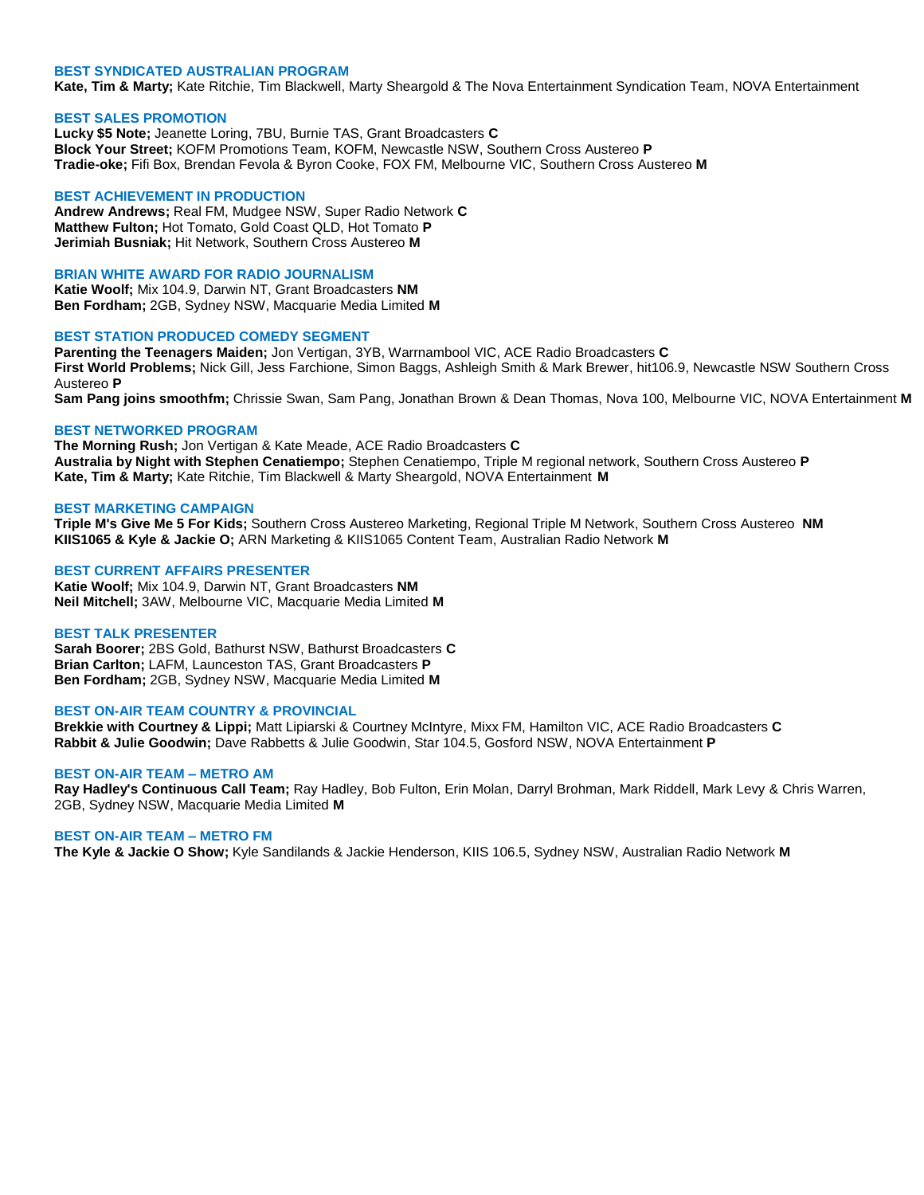## BEST SYNDICATED AUSTRALIAN PROGRAM

**Kate, Tim & Marty;** Kate Ritchie, Tim Blackwell, Marty Sheargold & The Nova Entertainment Syndication Team, NOVA Entertainment

## BEST SALES PROMOTION

**Lucky $5 Note;** Jeanette Loring, 7BU, Burnie TAS, Grant Broadcasters **C**
**Block Your Street;** KOFM Promotions Team, KOFM, Newcastle NSW, Southern Cross Austereo **P**
**Tradie-oke;** Fifi Box, Brendan Fevola & Byron Cooke, FOX FM, Melbourne VIC, Southern Cross Austereo **M**

## BEST ACHIEVEMENT IN PRODUCTION

**Andrew Andrews;** Real FM, Mudgee NSW, Super Radio Network **C**
**Matthew Fulton;** Hot Tomato, Gold Coast QLD, Hot Tomato **P**
**Jerimiah Busniak;** Hit Network, Southern Cross Austereo **M**

## BRIAN WHITE AWARD FOR RADIO JOURNALISM

**Katie Woolf;** Mix 104.9, Darwin NT, Grant Broadcasters **NM**
**Ben Fordham;** 2GB, Sydney NSW, Macquarie Media Limited **M**

## BEST STATION PRODUCED COMEDY SEGMENT

**Parenting the Teenagers Maiden;** Jon Vertigan, 3YB, Warrnambool VIC, ACE Radio Broadcasters **C**
**First World Problems;** Nick Gill, Jess Farchione, Simon Baggs, Ashleigh Smith & Mark Brewer, hit106.9, Newcastle NSW Southern Cross Austereo **P**
**Sam Pang joins smoothfm;** Chrissie Swan, Sam Pang, Jonathan Brown & Dean Thomas, Nova 100, Melbourne VIC, NOVA Entertainment **M**

## BEST NETWORKED PROGRAM

**The Morning Rush;** Jon Vertigan & Kate Meade, ACE Radio Broadcasters **C**
**Australia by Night with Stephen Cenatiempo;** Stephen Cenatiempo, Triple M regional network, Southern Cross Austereo **P**
**Kate, Tim & Marty;** Kate Ritchie, Tim Blackwell & Marty Sheargold, NOVA Entertainment **M**

## BEST MARKETING CAMPAIGN

**Triple M's Give Me 5 For Kids;** Southern Cross Austereo Marketing, Regional Triple M Network, Southern Cross Austereo **NM**
**KIIS1065 & Kyle & Jackie O;** ARN Marketing & KIIS1065 Content Team, Australian Radio Network **M**

## BEST CURRENT AFFAIRS PRESENTER

**Katie Woolf;** Mix 104.9, Darwin NT, Grant Broadcasters **NM**
**Neil Mitchell;** 3AW, Melbourne VIC, Macquarie Media Limited **M**

## BEST TALK PRESENTER

**Sarah Boorer;** 2BS Gold, Bathurst NSW, Bathurst Broadcasters **C**
**Brian Carlton;** LAFM, Launceston TAS, Grant Broadcasters **P**
**Ben Fordham;** 2GB, Sydney NSW, Macquarie Media Limited **M**

## BEST ON-AIR TEAM COUNTRY & PROVINCIAL

**Brekkie with Courtney & Lippi;** Matt Lipiarski & Courtney McIntyre, Mixx FM, Hamilton VIC, ACE Radio Broadcasters **C**
**Rabbit & Julie Goodwin;** Dave Rabbetts & Julie Goodwin, Star 104.5, Gosford NSW, NOVA Entertainment **P**

## BEST ON-AIR TEAM – METRO AM

**Ray Hadley's Continuous Call Team;** Ray Hadley, Bob Fulton, Erin Molan, Darryl Brohman, Mark Riddell, Mark Levy & Chris Warren, 2GB, Sydney NSW, Macquarie Media Limited **M**

## BEST ON-AIR TEAM – METRO FM

**The Kyle & Jackie O Show;** Kyle Sandilands & Jackie Henderson, KIIS 106.5, Sydney NSW, Australian Radio Network **M**